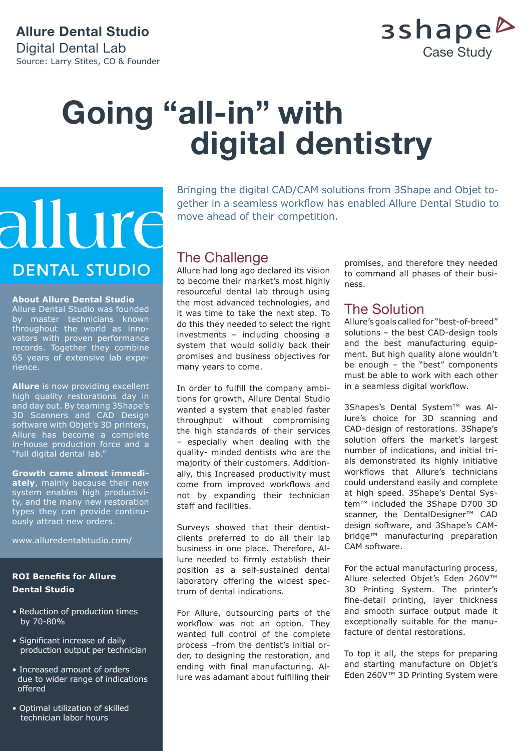**Allure Dental Studio**
Digital Dental Lab
Source: Larry Stites, CO & Founder

3shape Case Study

# Going "all-in" with digital dentistry

allure DENTAL STUDIO

**About Allure Dental Studio**
Allure Dental Studio was founded by master technicians known throughout the world as innovators with proven performance records. Together they combine 65 years of extensive lab experience.

**Allure** is now providing excellent high quality restorations day in and day out. By teaming 3Shape's 3D Scanners and CAD Design software with Objet's 3D printers, Allure has become a complete in-house production force and a "full digital dental lab."

**Growth came almost immediately**, mainly because their new system enables high productivity, and the many new restoration types they can provide continuously attract new orders.

www.alluredentalstudio.com/

**ROI Benefits for Allure Dental Studio**

- Reduction of production times by 70-80%
- Significant increase of daily production output per technician
- Increased amount of orders due to wider range of indications offered
- Optimal utilization of skilled technician labor hours

Bringing the digital CAD/CAM solutions from 3Shape and Objet together in a seamless workflow has enabled Allure Dental Studio to move ahead of their competition.

## The Challenge

Allure had long ago declared its vision to become their market's most highly resourceful dental lab through using the most advanced technologies, and it was time to take the next step. To do this they needed to select the right investments – including choosing a system that would solidly back their promises and business objectives for many years to come.

In order to fulfill the company ambitions for growth, Allure Dental Studio wanted a system that enabled faster throughput without compromising the high standards of their services – especially when dealing with the quality- minded dentists who are the majority of their customers. Additionally, this Increased productivity must come from improved workflows and not by expanding their technician staff and facilities.

Surveys showed that their dentist-clients preferred to do all their lab business in one place. Therefore, Allure needed to firmly establish their position as a self-sustained dental laboratory offering the widest spectrum of dental indications.

For Allure, outsourcing parts of the workflow was not an option. They wanted full control of the complete process –from the dentist's initial order, to designing the restoration, and ending with final manufacturing. Allure was adamant about fulfilling their promises, and therefore they needed to command all phases of their business.

## The Solution

Allure's goals called for "best-of-breed" solutions – the best CAD-design tools and the best manufacturing equipment. But high quality alone wouldn't be enough – the "best" components must be able to work with each other in a seamless digital workflow.

3Shapes's Dental System™ was Allure's choice for 3D scanning and CAD-design of restorations. 3Shape's solution offers the market's largest number of indications, and initial trials demonstrated its highly initiative workflows that Allure's technicians could understand easily and complete at high speed. 3Shape's Dental System™ included the 3Shape D700 3D scanner, the DentalDesigner™ CAD design software, and 3Shape's CAMbridge™ manufacturing preparation CAM software.

For the actual manufacturing process, Allure selected Objet's Eden 260V™ 3D Printing System. The printer's fine-detail printing, layer thickness and smooth surface output made it exceptionally suitable for the manufacture of dental restorations.

To top it all, the steps for preparing and starting manufacture on Objet's Eden 260V™ 3D Printing System were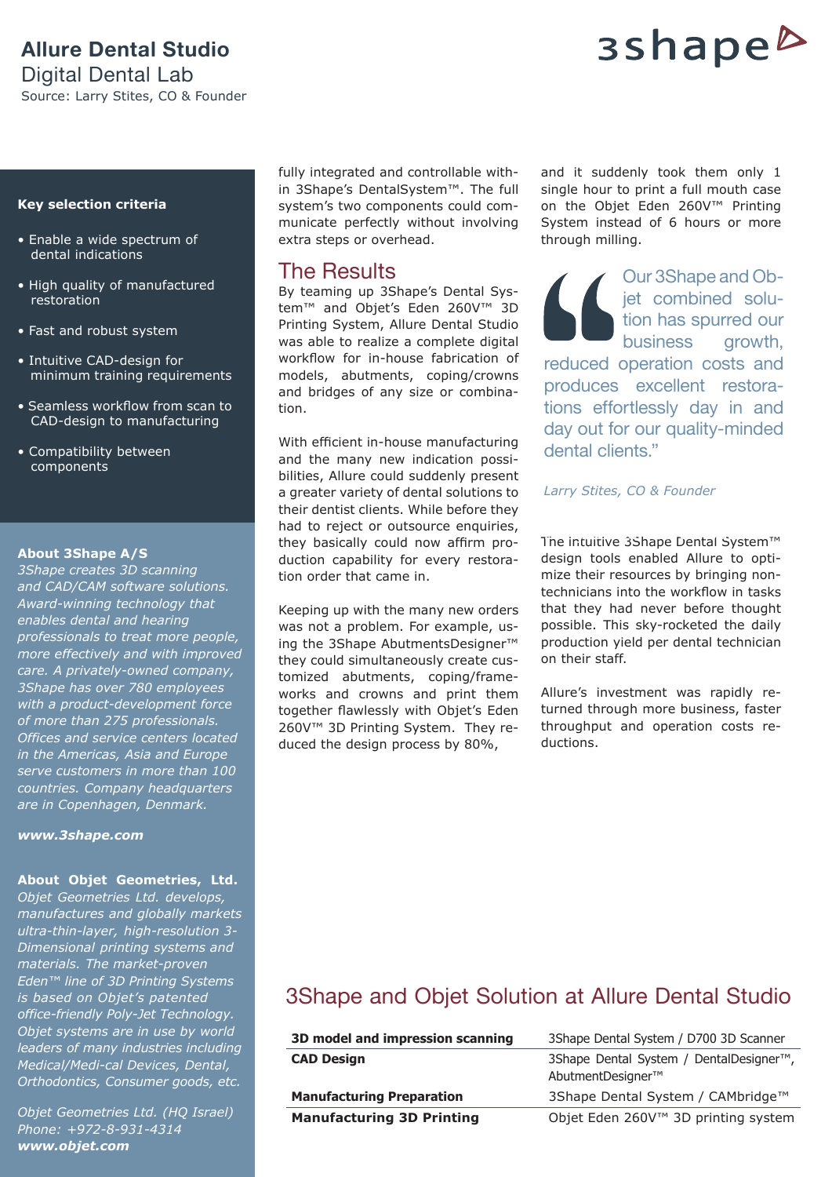# Allure Dental Studio

Digital Dental Lab

Source: Larry Stites, CO & Founder

3shape

**Key selection criteria**

- Enable a wide spectrum of dental indications
- High quality of manufactured restoration
- Fast and robust system
- Intuitive CAD-design for minimum training requirements
- Seamless workflow from scan to CAD-design to manufacturing
- Compatibility between components

**About 3Shape A/S**

*3Shape creates 3D scanning and CAD/CAM software solutions. Award-winning technology that enables dental and hearing professionals to treat more people, more effectively and with improved care. A privately-owned company, 3Shape has over 780 employees with a product-development force of more than 275 professionals. Offices and service centers located in the Americas, Asia and Europe serve customers in more than 100 countries. Company headquarters are in Copenhagen, Denmark.*

***www.3shape.com***

**About Objet Geometries, Ltd.**

*Objet Geometries Ltd. develops, manufactures and globally markets ultra-thin-layer, high-resolution 3-Dimensional printing systems and materials. The market-proven Eden™ line of 3D Printing Systems is based on Objet's patented office-friendly Poly-Jet Technology. Objet systems are in use by world leaders of many industries including Medical/Medi-cal Devices, Dental, Orthodontics, Consumer goods, etc.*

*Objet Geometries Ltd. (HQ Israel)*
*Phone: +972-8-931-4314*
***www.objet.com***

fully integrated and controllable within 3Shape's DentalSystem™. The full system's two components could communicate perfectly without involving extra steps or overhead.

## The Results

By teaming up 3Shape's Dental System™ and Objet's Eden 260V™ 3D Printing System, Allure Dental Studio was able to realize a complete digital workflow for in-house fabrication of models, abutments, coping/crowns and bridges of any size or combination.

With efficient in-house manufacturing and the many new indication possibilities, Allure could suddenly present a greater variety of dental solutions to their dentist clients. While before they had to reject or outsource enquiries, they basically could now affirm production capability for every restoration order that came in.

Keeping up with the many new orders was not a problem. For example, using the 3Shape AbutmentsDesigner™ they could simultaneously create customized abutments, coping/frameworks and crowns and print them together flawlessly with Objet's Eden 260V™ 3D Printing System. They reduced the design process by 80%, and it suddenly took them only 1 single hour to print a full mouth case on the Objet Eden 260V™ Printing System instead of 6 hours or more through milling.

> "Our 3Shape and Objet combined solution has spurred our business growth, reduced operation costs and produces excellent restorations effortlessly day in and day out for our quality-minded dental clients."
>
> *Larry Stites, CO & Founder*

The intuitive 3Shape Dental System™ design tools enabled Allure to optimize their resources by bringing non-technicians into the workflow in tasks that they had never before thought possible. This sky-rocketed the daily production yield per dental technician on their staff.

Allure's investment was rapidly returned through more business, faster throughput and operation costs reductions.

## 3Shape and Objet Solution at Allure Dental Studio

| | |
|---|---|
| **3D model and impression scanning** | 3Shape Dental System / D700 3D Scanner |
| **CAD Design** | 3Shape Dental System / DentalDesigner™, AbutmentDesigner™ |
| **Manufacturing Preparation** | 3Shape Dental System / CAMbridge™ |
| **Manufacturing 3D Printing** | Objet Eden 260V™ 3D printing system |